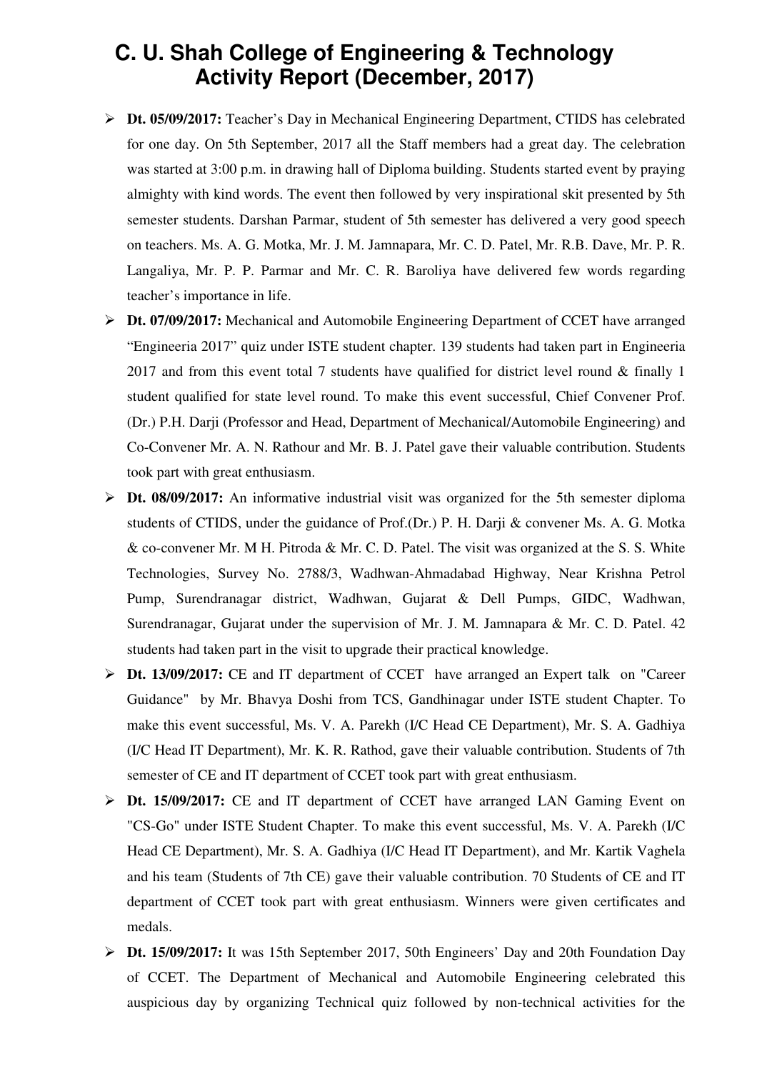# C. U. Shah College of Engineering & Technology
## Activity Report (December, 2017)

- **Dt. 05/09/2017:** Teacher's Day in Mechanical Engineering Department, CTIDS has celebrated for one day. On 5th September, 2017 all the Staff members had a great day. The celebration was started at 3:00 p.m. in drawing hall of Diploma building. Students started event by praying almighty with kind words. The event then followed by very inspirational skit presented by 5th semester students. Darshan Parmar, student of 5th semester has delivered a very good speech on teachers. Ms. A. G. Motka, Mr. J. M. Jamnapara, Mr. C. D. Patel, Mr. R.B. Dave, Mr. P. R. Langaliya, Mr. P. P. Parmar and Mr. C. R. Baroliya have delivered few words regarding teacher's importance in life.
- **Dt. 07/09/2017:** Mechanical and Automobile Engineering Department of CCET have arranged "Engineeria 2017" quiz under ISTE student chapter. 139 students had taken part in Engineeria 2017 and from this event total 7 students have qualified for district level round & finally 1 student qualified for state level round. To make this event successful, Chief Convener Prof. (Dr.) P.H. Darji (Professor and Head, Department of Mechanical/Automobile Engineering) and Co-Convener Mr. A. N. Rathour and Mr. B. J. Patel gave their valuable contribution. Students took part with great enthusiasm.
- **Dt. 08/09/2017:** An informative industrial visit was organized for the 5th semester diploma students of CTIDS, under the guidance of Prof.(Dr.) P. H. Darji & convener Ms. A. G. Motka & co-convener Mr. M H. Pitroda & Mr. C. D. Patel. The visit was organized at the S. S. White Technologies, Survey No. 2788/3, Wadhwan-Ahmadabad Highway, Near Krishna Petrol Pump, Surendranagar district, Wadhwan, Gujarat & Dell Pumps, GIDC, Wadhwan, Surendranagar, Gujarat under the supervision of Mr. J. M. Jamnapara & Mr. C. D. Patel. 42 students had taken part in the visit to upgrade their practical knowledge.
- **Dt. 13/09/2017:** CE and IT department of CCET have arranged an Expert talk on "Career Guidance" by Mr. Bhavya Doshi from TCS, Gandhinagar under ISTE student Chapter. To make this event successful, Ms. V. A. Parekh (I/C Head CE Department), Mr. S. A. Gadhiya (I/C Head IT Department), Mr. K. R. Rathod, gave their valuable contribution. Students of 7th semester of CE and IT department of CCET took part with great enthusiasm.
- **Dt. 15/09/2017:** CE and IT department of CCET have arranged LAN Gaming Event on "CS-Go" under ISTE Student Chapter. To make this event successful, Ms. V. A. Parekh (I/C Head CE Department), Mr. S. A. Gadhiya (I/C Head IT Department), and Mr. Kartik Vaghela and his team (Students of 7th CE) gave their valuable contribution. 70 Students of CE and IT department of CCET took part with great enthusiasm. Winners were given certificates and medals.
- **Dt. 15/09/2017:** It was 15th September 2017, 50th Engineers' Day and 20th Foundation Day of CCET. The Department of Mechanical and Automobile Engineering celebrated this auspicious day by organizing Technical quiz followed by non-technical activities for the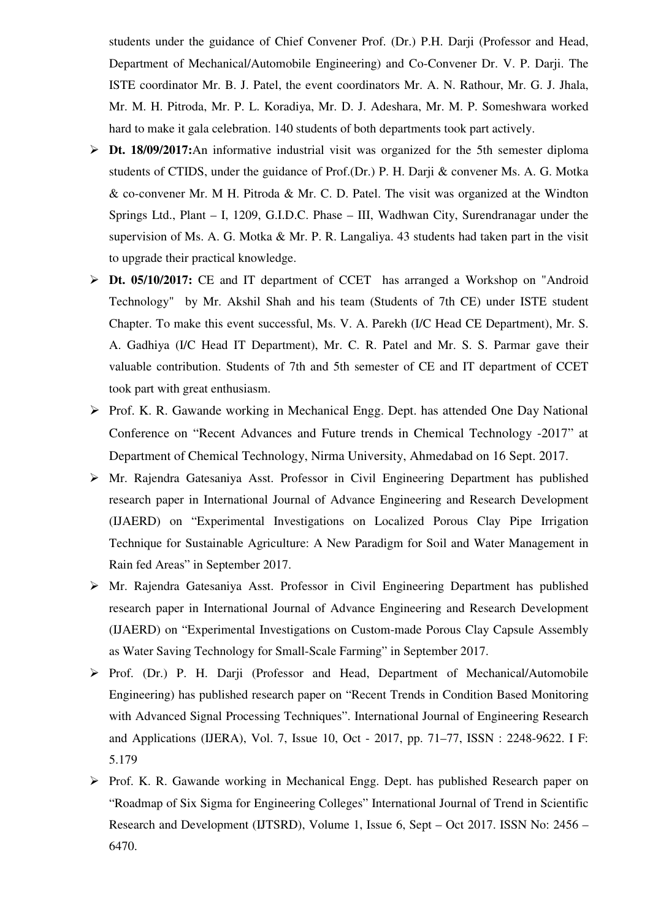students under the guidance of Chief Convener Prof. (Dr.) P.H. Darji (Professor and Head, Department of Mechanical/Automobile Engineering) and Co-Convener Dr. V. P. Darji. The ISTE coordinator Mr. B. J. Patel, the event coordinators Mr. A. N. Rathour, Mr. G. J. Jhala, Mr. M. H. Pitroda, Mr. P. L. Koradiya, Mr. D. J. Adeshara, Mr. M. P. Someshwara worked hard to make it gala celebration. 140 students of both departments took part actively.

- **Dt. 18/09/2017:**An informative industrial visit was organized for the 5th semester diploma students of CTIDS, under the guidance of Prof.(Dr.) P. H. Darji & convener Ms. A. G. Motka & co-convener Mr. M H. Pitroda & Mr. C. D. Patel. The visit was organized at the Windton Springs Ltd., Plant – I, 1209, G.I.D.C. Phase – III, Wadhwan City, Surendranagar under the supervision of Ms. A. G. Motka & Mr. P. R. Langaliya. 43 students had taken part in the visit to upgrade their practical knowledge.
- **Dt. 05/10/2017:** CE and IT department of CCET has arranged a Workshop on "Android Technology" by Mr. Akshil Shah and his team (Students of 7th CE) under ISTE student Chapter. To make this event successful, Ms. V. A. Parekh (I/C Head CE Department), Mr. S. A. Gadhiya (I/C Head IT Department), Mr. C. R. Patel and Mr. S. S. Parmar gave their valuable contribution. Students of 7th and 5th semester of CE and IT department of CCET took part with great enthusiasm.
- Prof. K. R. Gawande working in Mechanical Engg. Dept. has attended One Day National Conference on "Recent Advances and Future trends in Chemical Technology -2017" at Department of Chemical Technology, Nirma University, Ahmedabad on 16 Sept. 2017.
- Mr. Rajendra Gatesaniya Asst. Professor in Civil Engineering Department has published research paper in International Journal of Advance Engineering and Research Development (IJAERD) on "Experimental Investigations on Localized Porous Clay Pipe Irrigation Technique for Sustainable Agriculture: A New Paradigm for Soil and Water Management in Rain fed Areas" in September 2017.
- Mr. Rajendra Gatesaniya Asst. Professor in Civil Engineering Department has published research paper in International Journal of Advance Engineering and Research Development (IJAERD) on "Experimental Investigations on Custom-made Porous Clay Capsule Assembly as Water Saving Technology for Small-Scale Farming" in September 2017.
- Prof. (Dr.) P. H. Darji (Professor and Head, Department of Mechanical/Automobile Engineering) has published research paper on "Recent Trends in Condition Based Monitoring with Advanced Signal Processing Techniques". International Journal of Engineering Research and Applications (IJERA), Vol. 7, Issue 10, Oct - 2017, pp. 71–77, ISSN : 2248-9622. I F: 5.179
- Prof. K. R. Gawande working in Mechanical Engg. Dept. has published Research paper on "Roadmap of Six Sigma for Engineering Colleges" International Journal of Trend in Scientific Research and Development (IJTSRD), Volume 1, Issue 6, Sept – Oct 2017. ISSN No: 2456 – 6470.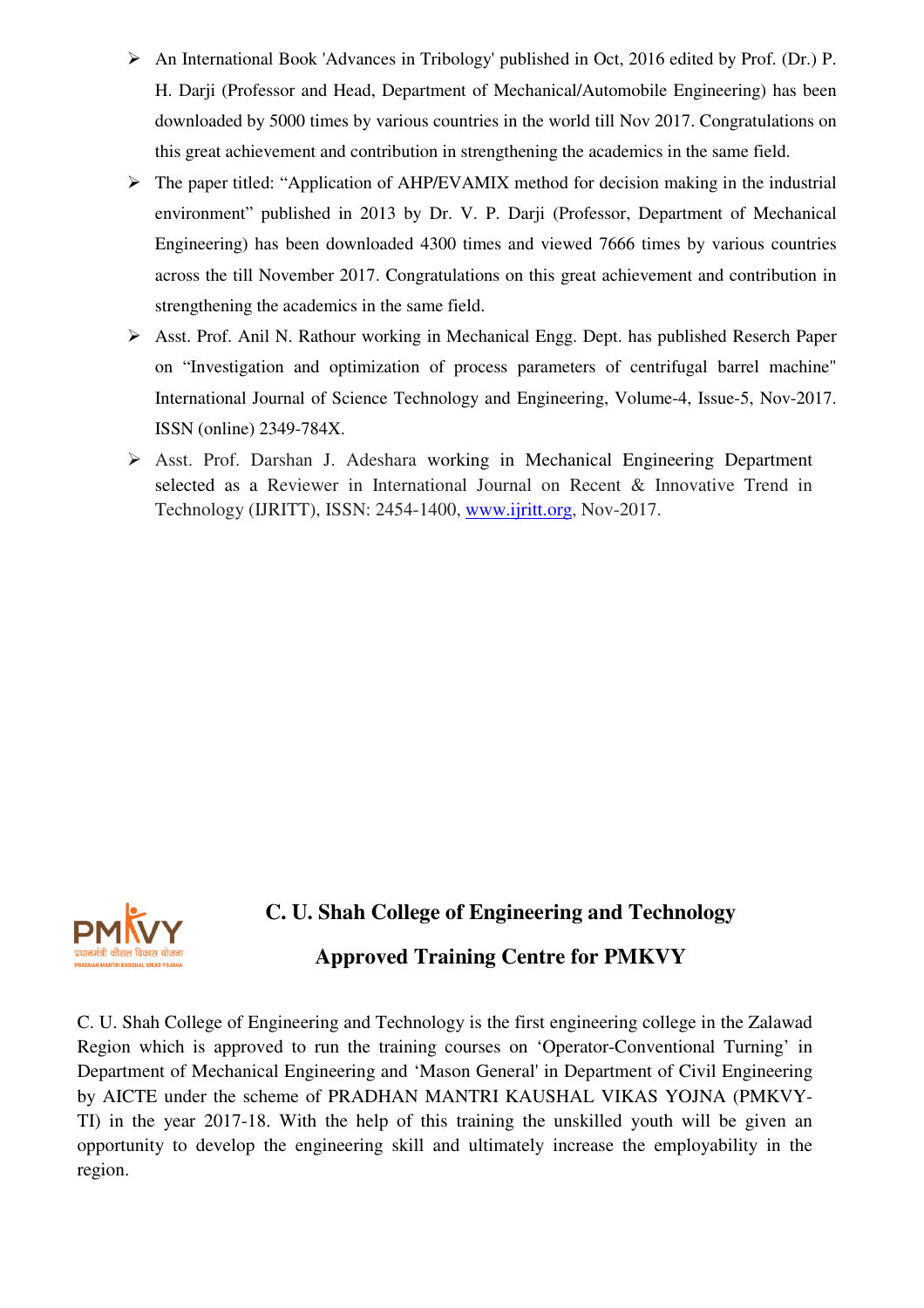- An International Book 'Advances in Tribology' published in Oct, 2016 edited by Prof. (Dr.) P. H. Darji (Professor and Head, Department of Mechanical/Automobile Engineering) has been downloaded by 5000 times by various countries in the world till Nov 2017. Congratulations on this great achievement and contribution in strengthening the academics in the same field.
- The paper titled: "Application of AHP/EVAMIX method for decision making in the industrial environment" published in 2013 by Dr. V. P. Darji (Professor, Department of Mechanical Engineering) has been downloaded 4300 times and viewed 7666 times by various countries across the till November 2017. Congratulations on this great achievement and contribution in strengthening the academics in the same field.
- Asst. Prof. Anil N. Rathour working in Mechanical Engg. Dept. has published Reserch Paper on "Investigation and optimization of process parameters of centrifugal barrel machine" International Journal of Science Technology and Engineering, Volume-4, Issue-5, Nov-2017. ISSN (online) 2349-784X.
- Asst. Prof. Darshan J. Adeshara working in Mechanical Engineering Department selected as a Reviewer in International Journal on Recent & Innovative Trend in Technology (IJRITT), ISSN: 2454-1400, www.ijritt.org, Nov-2017.

PMKVY प्रधानमंत्री कौशल विकास योजना PRADHAN MANTRI KAUSHAL VIKAS YOJANA

## C. U. Shah College of Engineering and Technology

## Approved Training Centre for PMKVY

C. U. Shah College of Engineering and Technology is the first engineering college in the Zalawad Region which is approved to run the training courses on 'Operator-Conventional Turning' in Department of Mechanical Engineering and 'Mason General' in Department of Civil Engineering by AICTE under the scheme of PRADHAN MANTRI KAUSHAL VIKAS YOJNA (PMKVY-TI) in the year 2017-18. With the help of this training the unskilled youth will be given an opportunity to develop the engineering skill and ultimately increase the employability in the region.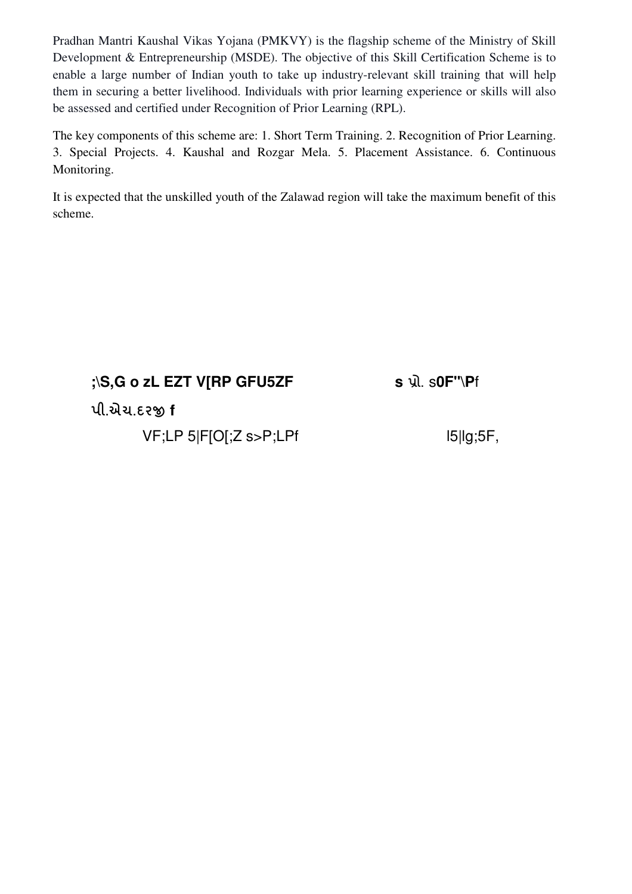Pradhan Mantri Kaushal Vikas Yojana (PMKVY) is the flagship scheme of the Ministry of Skill Development & Entrepreneurship (MSDE). The objective of this Skill Certification Scheme is to enable a large number of Indian youth to take up industry-relevant skill training that will help them in securing a better livelihood. Individuals with prior learning experience or skills will also be assessed and certified under Recognition of Prior Learning (RPL).

The key components of this scheme are: 1. Short Term Training. 2. Recognition of Prior Learning. 3. Special Projects. 4. Kaushal and Rozgar Mela. 5. Placement Assistance. 6. Continuous Monitoring.

It is expected that the unskilled youth of the Zalawad region will take the maximum benefit of this scheme.

**;\S,G o zL EZT V[RP GFU5ZF** **s** પ્રો. s**0F"\P**f

**પી.એચ.દરજી f**

VF;LP 5|F[O[;Z s>P;LPf l5|lg;5F,